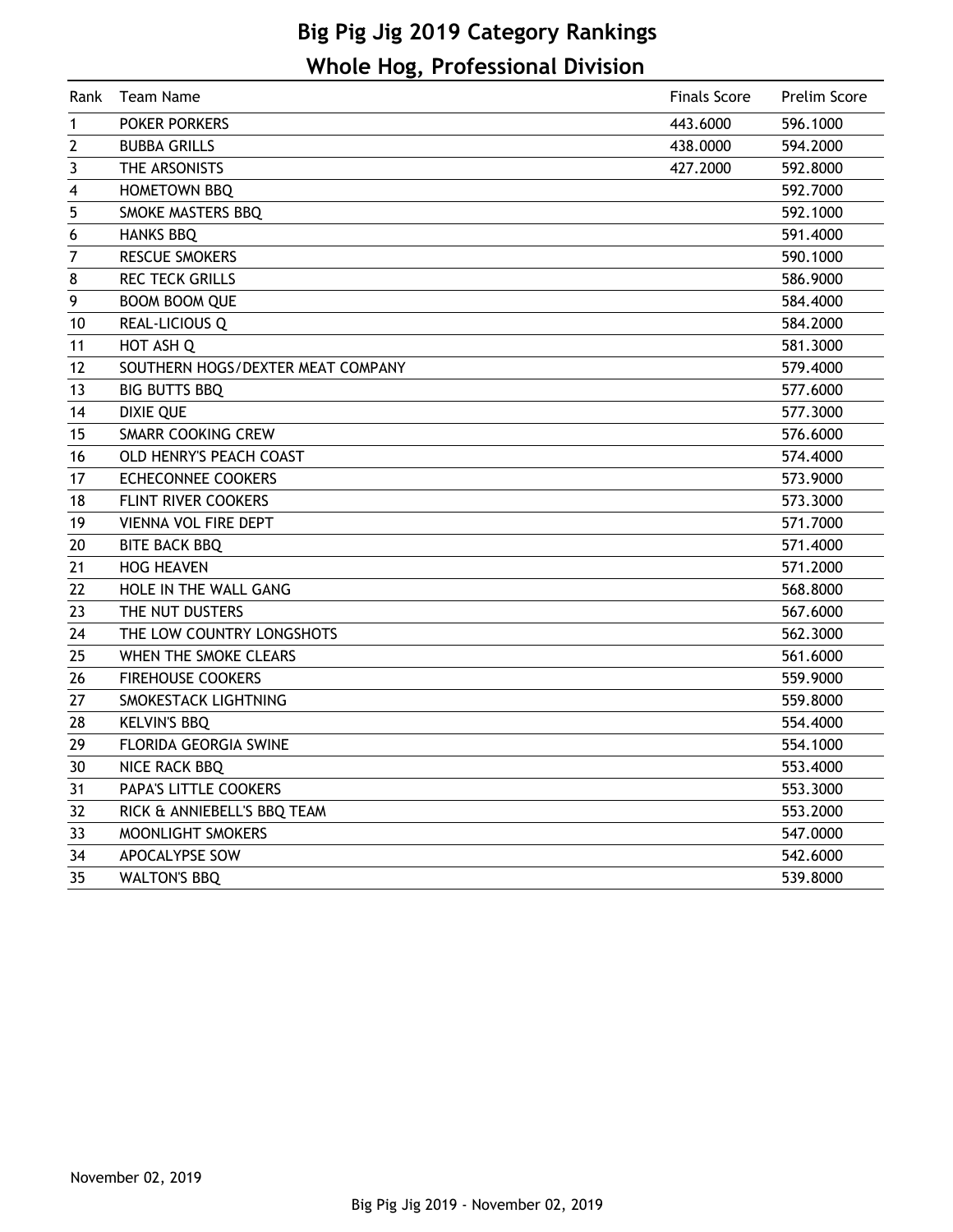# Big Pig Jig 2019 Category Rankings

## Whole Hog, Professional Division

| Rank | Team Name | Finals Score | Prelim Score |
|---|---|---|---|
| 1 | POKER PORKERS | 443.6000 | 596.1000 |
| 2 | BUBBA GRILLS | 438.0000 | 594.2000 |
| 3 | THE ARSONISTS | 427.2000 | 592.8000 |
| 4 | HOMETOWN BBQ | | 592.7000 |
| 5 | SMOKE MASTERS BBQ | | 592.1000 |
| 6 | HANKS BBQ | | 591.4000 |
| 7 | RESCUE SMOKERS | | 590.1000 |
| 8 | REC TECK GRILLS | | 586.9000 |
| 9 | BOOM BOOM QUE | | 584.4000 |
| 10 | REAL-LICIOUS Q | | 584.2000 |
| 11 | HOT ASH Q | | 581.3000 |
| 12 | SOUTHERN HOGS/DEXTER MEAT COMPANY | | 579.4000 |
| 13 | BIG BUTTS BBQ | | 577.6000 |
| 14 | DIXIE QUE | | 577.3000 |
| 15 | SMARR COOKING CREW | | 576.6000 |
| 16 | OLD HENRY'S PEACH COAST | | 574.4000 |
| 17 | ECHECONNEE COOKERS | | 573.9000 |
| 18 | FLINT RIVER COOKERS | | 573.3000 |
| 19 | VIENNA VOL FIRE DEPT | | 571.7000 |
| 20 | BITE BACK BBQ | | 571.4000 |
| 21 | HOG HEAVEN | | 571.2000 |
| 22 | HOLE IN THE WALL GANG | | 568.8000 |
| 23 | THE NUT DUSTERS | | 567.6000 |
| 24 | THE LOW COUNTRY LONGSHOTS | | 562.3000 |
| 25 | WHEN THE SMOKE CLEARS | | 561.6000 |
| 26 | FIREHOUSE COOKERS | | 559.9000 |
| 27 | SMOKESTACK LIGHTNING | | 559.8000 |
| 28 | KELVIN'S BBQ | | 554.4000 |
| 29 | FLORIDA GEORGIA SWINE | | 554.1000 |
| 30 | NICE RACK BBQ | | 553.4000 |
| 31 | PAPA'S LITTLE COOKERS | | 553.3000 |
| 32 | RICK & ANNIEBELL'S BBQ TEAM | | 553.2000 |
| 33 | MOONLIGHT SMOKERS | | 547.0000 |
| 34 | APOCALYPSE SOW | | 542.6000 |
| 35 | WALTON'S BBQ | | 539.8000 |

November 02, 2019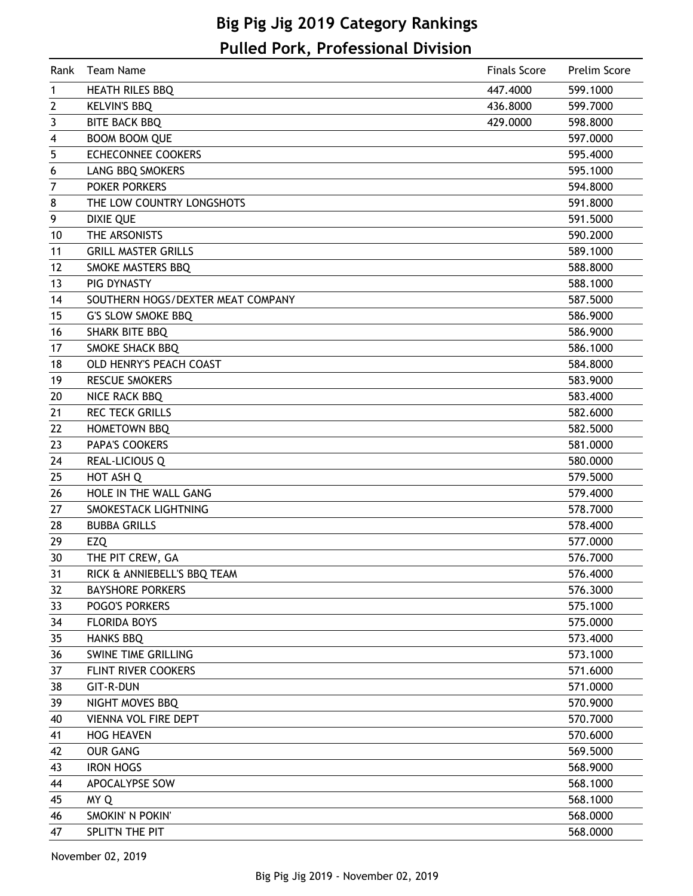# Big Pig Jig 2019 Category Rankings

## Pulled Pork, Professional Division

| Rank | Team Name | Finals Score | Prelim Score |
|---|---|---|---|
| 1 | HEATH RILES BBQ | 447.4000 | 599.1000 |
| 2 | KELVIN'S BBQ | 436.8000 | 599.7000 |
| 3 | BITE BACK BBQ | 429.0000 | 598.8000 |
| 4 | BOOM BOOM QUE | | 597.0000 |
| 5 | ECHECONNEE COOKERS | | 595.4000 |
| 6 | LANG BBQ SMOKERS | | 595.1000 |
| 7 | POKER PORKERS | | 594.8000 |
| 8 | THE LOW COUNTRY LONGSHOTS | | 591.8000 |
| 9 | DIXIE QUE | | 591.5000 |
| 10 | THE ARSONISTS | | 590.2000 |
| 11 | GRILL MASTER GRILLS | | 589.1000 |
| 12 | SMOKE MASTERS BBQ | | 588.8000 |
| 13 | PIG DYNASTY | | 588.1000 |
| 14 | SOUTHERN HOGS/DEXTER MEAT COMPANY | | 587.5000 |
| 15 | G'S SLOW SMOKE BBQ | | 586.9000 |
| 16 | SHARK BITE BBQ | | 586.9000 |
| 17 | SMOKE SHACK BBQ | | 586.1000 |
| 18 | OLD HENRY'S PEACH COAST | | 584.8000 |
| 19 | RESCUE SMOKERS | | 583.9000 |
| 20 | NICE RACK BBQ | | 583.4000 |
| 21 | REC TECK GRILLS | | 582.6000 |
| 22 | HOMETOWN BBQ | | 582.5000 |
| 23 | PAPA'S COOKERS | | 581.0000 |
| 24 | REAL-LICIOUS Q | | 580.0000 |
| 25 | HOT ASH Q | | 579.5000 |
| 26 | HOLE IN THE WALL GANG | | 579.4000 |
| 27 | SMOKESTACK LIGHTNING | | 578.7000 |
| 28 | BUBBA GRILLS | | 578.4000 |
| 29 | EZQ | | 577.0000 |
| 30 | THE PIT CREW, GA | | 576.7000 |
| 31 | RICK & ANNIEBELL'S BBQ TEAM | | 576.4000 |
| 32 | BAYSHORE PORKERS | | 576.3000 |
| 33 | POGO'S PORKERS | | 575.1000 |
| 34 | FLORIDA BOYS | | 575.0000 |
| 35 | HANKS BBQ | | 573.4000 |
| 36 | SWINE TIME GRILLING | | 573.1000 |
| 37 | FLINT RIVER COOKERS | | 571.6000 |
| 38 | GIT-R-DUN | | 571.0000 |
| 39 | NIGHT MOVES BBQ | | 570.9000 |
| 40 | VIENNA VOL FIRE DEPT | | 570.7000 |
| 41 | HOG HEAVEN | | 570.6000 |
| 42 | OUR GANG | | 569.5000 |
| 43 | IRON HOGS | | 568.9000 |
| 44 | APOCALYPSE SOW | | 568.1000 |
| 45 | MY Q | | 568.1000 |
| 46 | SMOKIN' N POKIN' | | 568.0000 |
| 47 | SPLIT'N THE PIT | | 568.0000 |

November 02, 2019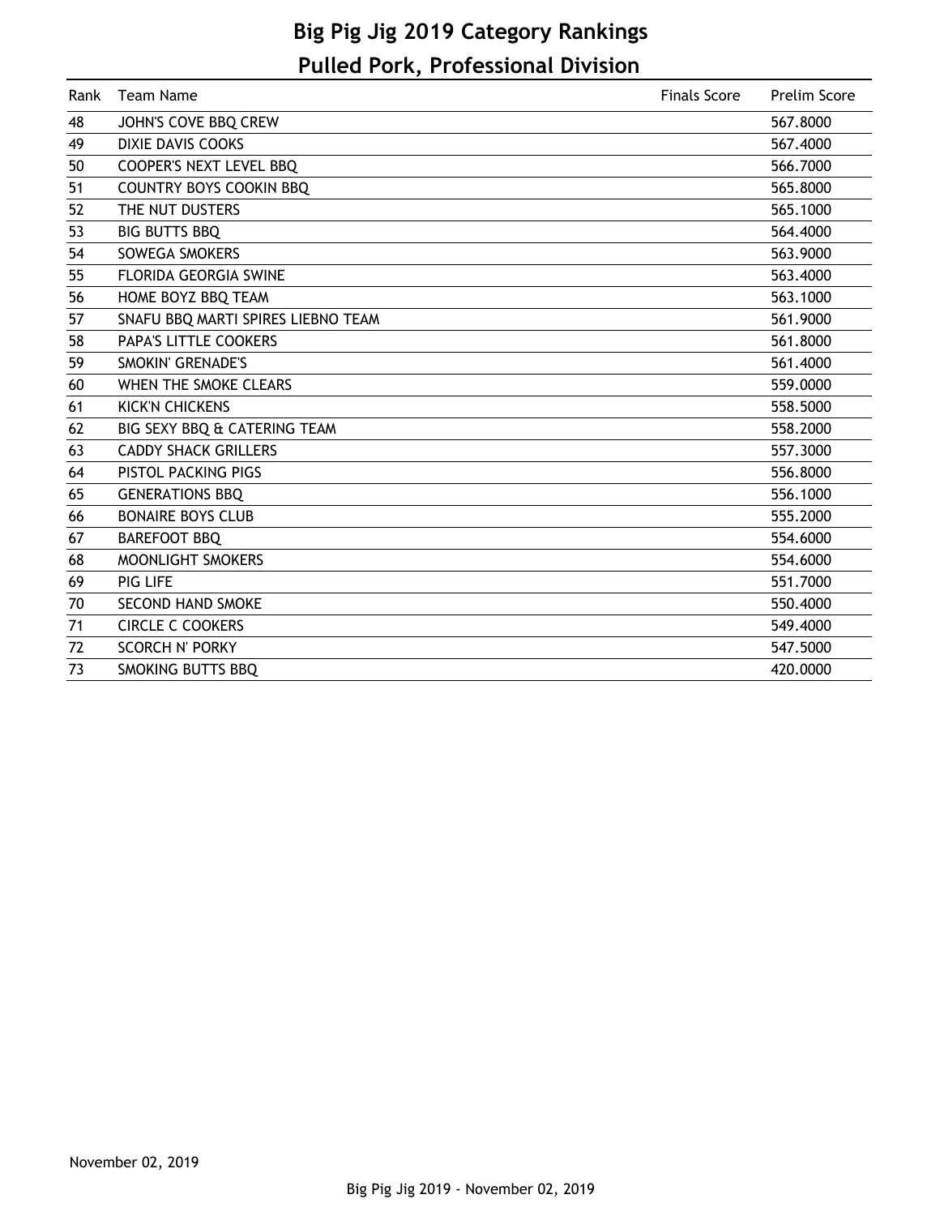# Big Pig Jig 2019 Category Rankings

## Pulled Pork, Professional Division

| Rank | Team Name | Finals Score | Prelim Score |
|---|---|---|---|
| 48 | JOHN'S COVE BBQ CREW | | 567.8000 |
| 49 | DIXIE DAVIS COOKS | | 567.4000 |
| 50 | COOPER'S NEXT LEVEL BBQ | | 566.7000 |
| 51 | COUNTRY BOYS COOKIN BBQ | | 565.8000 |
| 52 | THE NUT DUSTERS | | 565.1000 |
| 53 | BIG BUTTS BBQ | | 564.4000 |
| 54 | SOWEGA SMOKERS | | 563.9000 |
| 55 | FLORIDA GEORGIA SWINE | | 563.4000 |
| 56 | HOME BOYZ BBQ TEAM | | 563.1000 |
| 57 | SNAFU BBQ MARTI SPIRES LIEBNO TEAM | | 561.9000 |
| 58 | PAPA'S LITTLE COOKERS | | 561.8000 |
| 59 | SMOKIN' GRENADE'S | | 561.4000 |
| 60 | WHEN THE SMOKE CLEARS | | 559.0000 |
| 61 | KICK'N CHICKENS | | 558.5000 |
| 62 | BIG SEXY BBQ & CATERING TEAM | | 558.2000 |
| 63 | CADDY SHACK GRILLERS | | 557.3000 |
| 64 | PISTOL PACKING PIGS | | 556.8000 |
| 65 | GENERATIONS BBQ | | 556.1000 |
| 66 | BONAIRE BOYS CLUB | | 555.2000 |
| 67 | BAREFOOT BBQ | | 554.6000 |
| 68 | MOONLIGHT SMOKERS | | 554.6000 |
| 69 | PIG LIFE | | 551.7000 |
| 70 | SECOND HAND SMOKE | | 550.4000 |
| 71 | CIRCLE C COOKERS | | 549.4000 |
| 72 | SCORCH N' PORKY | | 547.5000 |
| 73 | SMOKING BUTTS BBQ | | 420.0000 |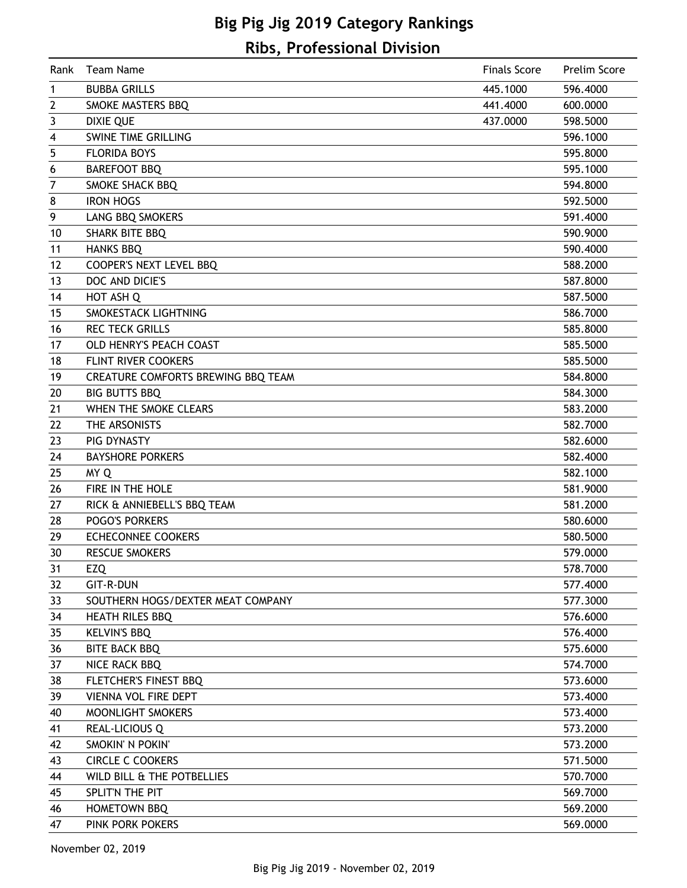# Big Pig Jig 2019 Category Rankings

## Ribs, Professional Division

| Rank | Team Name | Finals Score | Prelim Score |
|---|---|---|---|
| 1 | BUBBA GRILLS | 445.1000 | 596.4000 |
| 2 | SMOKE MASTERS BBQ | 441.4000 | 600.0000 |
| 3 | DIXIE QUE | 437.0000 | 598.5000 |
| 4 | SWINE TIME GRILLING | | 596.1000 |
| 5 | FLORIDA BOYS | | 595.8000 |
| 6 | BAREFOOT BBQ | | 595.1000 |
| 7 | SMOKE SHACK BBQ | | 594.8000 |
| 8 | IRON HOGS | | 592.5000 |
| 9 | LANG BBQ SMOKERS | | 591.4000 |
| 10 | SHARK BITE BBQ | | 590.9000 |
| 11 | HANKS BBQ | | 590.4000 |
| 12 | COOPER'S NEXT LEVEL BBQ | | 588.2000 |
| 13 | DOC AND DICIE'S | | 587.8000 |
| 14 | HOT ASH Q | | 587.5000 |
| 15 | SMOKESTACK LIGHTNING | | 586.7000 |
| 16 | REC TECK GRILLS | | 585.8000 |
| 17 | OLD HENRY'S PEACH COAST | | 585.5000 |
| 18 | FLINT RIVER COOKERS | | 585.5000 |
| 19 | CREATURE COMFORTS BREWING BBQ TEAM | | 584.8000 |
| 20 | BIG BUTTS BBQ | | 584.3000 |
| 21 | WHEN THE SMOKE CLEARS | | 583.2000 |
| 22 | THE ARSONISTS | | 582.7000 |
| 23 | PIG DYNASTY | | 582.6000 |
| 24 | BAYSHORE PORKERS | | 582.4000 |
| 25 | MY Q | | 582.1000 |
| 26 | FIRE IN THE HOLE | | 581.9000 |
| 27 | RICK & ANNIEBELL'S BBQ TEAM | | 581.2000 |
| 28 | POGO'S PORKERS | | 580.6000 |
| 29 | ECHECONNEE COOKERS | | 580.5000 |
| 30 | RESCUE SMOKERS | | 579.0000 |
| 31 | EZQ | | 578.7000 |
| 32 | GIT-R-DUN | | 577.4000 |
| 33 | SOUTHERN HOGS/DEXTER MEAT COMPANY | | 577.3000 |
| 34 | HEATH RILES BBQ | | 576.6000 |
| 35 | KELVIN'S BBQ | | 576.4000 |
| 36 | BITE BACK BBQ | | 575.6000 |
| 37 | NICE RACK BBQ | | 574.7000 |
| 38 | FLETCHER'S FINEST BBQ | | 573.6000 |
| 39 | VIENNA VOL FIRE DEPT | | 573.4000 |
| 40 | MOONLIGHT SMOKERS | | 573.4000 |
| 41 | REAL-LICIOUS Q | | 573.2000 |
| 42 | SMOKIN' N POKIN' | | 573.2000 |
| 43 | CIRCLE C COOKERS | | 571.5000 |
| 44 | WILD BILL & THE POTBELLIES | | 570.7000 |
| 45 | SPLIT'N THE PIT | | 569.7000 |
| 46 | HOMETOWN BBQ | | 569.2000 |
| 47 | PINK PORK POKERS | | 569.0000 |

November 02, 2019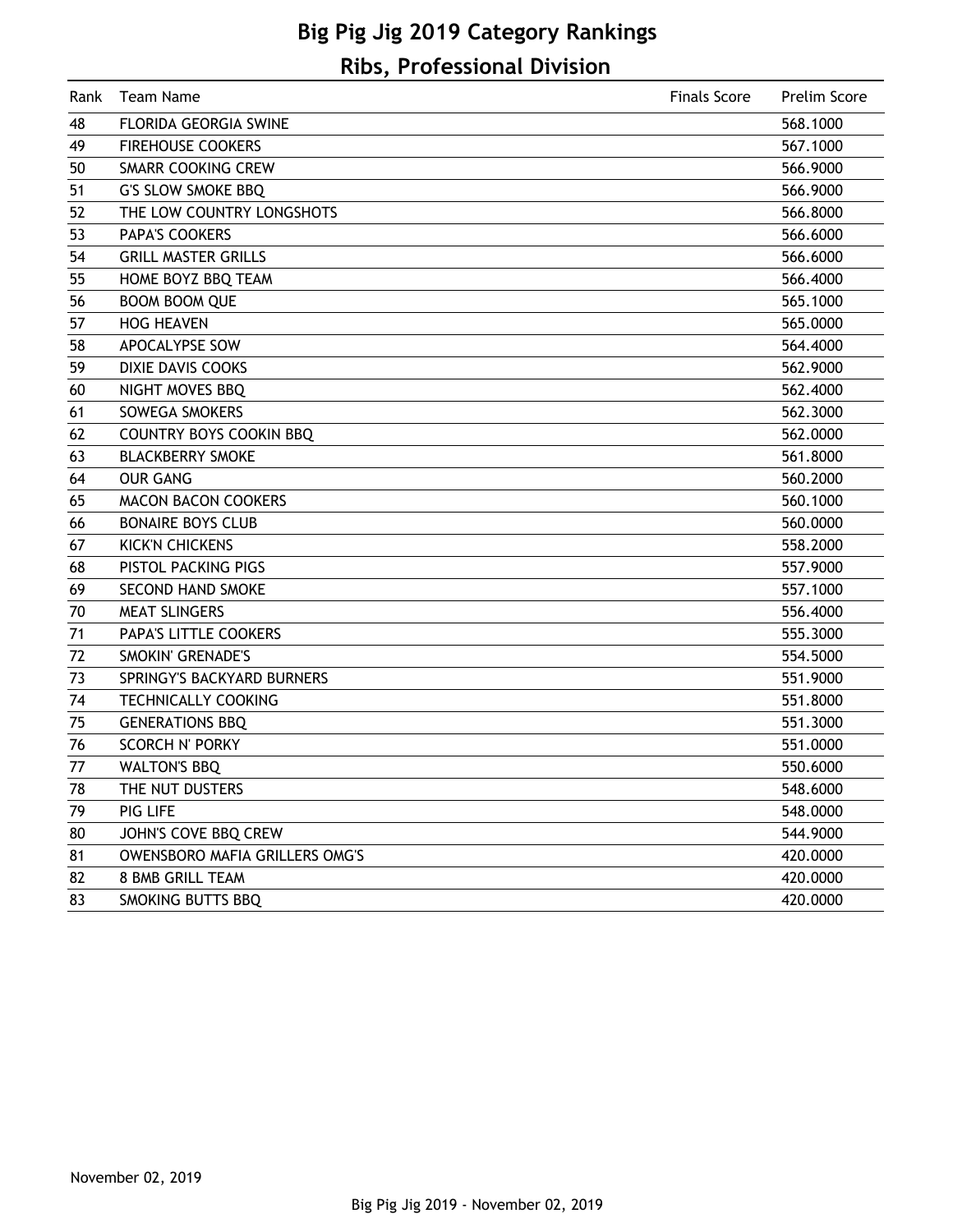# Big Pig Jig 2019 Category Rankings

## Ribs, Professional Division

| Rank | Team Name | Finals Score | Prelim Score |
|---|---|---|---|
| 48 | FLORIDA GEORGIA SWINE | | 568.1000 |
| 49 | FIREHOUSE COOKERS | | 567.1000 |
| 50 | SMARR COOKING CREW | | 566.9000 |
| 51 | G'S SLOW SMOKE BBQ | | 566.9000 |
| 52 | THE LOW COUNTRY LONGSHOTS | | 566.8000 |
| 53 | PAPA'S COOKERS | | 566.6000 |
| 54 | GRILL MASTER GRILLS | | 566.6000 |
| 55 | HOME BOYZ BBQ TEAM | | 566.4000 |
| 56 | BOOM BOOM QUE | | 565.1000 |
| 57 | HOG HEAVEN | | 565.0000 |
| 58 | APOCALYPSE SOW | | 564.4000 |
| 59 | DIXIE DAVIS COOKS | | 562.9000 |
| 60 | NIGHT MOVES BBQ | | 562.4000 |
| 61 | SOWEGA SMOKERS | | 562.3000 |
| 62 | COUNTRY BOYS COOKIN BBQ | | 562.0000 |
| 63 | BLACKBERRY SMOKE | | 561.8000 |
| 64 | OUR GANG | | 560.2000 |
| 65 | MACON BACON COOKERS | | 560.1000 |
| 66 | BONAIRE BOYS CLUB | | 560.0000 |
| 67 | KICK'N CHICKENS | | 558.2000 |
| 68 | PISTOL PACKING PIGS | | 557.9000 |
| 69 | SECOND HAND SMOKE | | 557.1000 |
| 70 | MEAT SLINGERS | | 556.4000 |
| 71 | PAPA'S LITTLE COOKERS | | 555.3000 |
| 72 | SMOKIN' GRENADE'S | | 554.5000 |
| 73 | SPRINGY'S BACKYARD BURNERS | | 551.9000 |
| 74 | TECHNICALLY COOKING | | 551.8000 |
| 75 | GENERATIONS BBQ | | 551.3000 |
| 76 | SCORCH N' PORKY | | 551.0000 |
| 77 | WALTON'S BBQ | | 550.6000 |
| 78 | THE NUT DUSTERS | | 548.6000 |
| 79 | PIG LIFE | | 548.0000 |
| 80 | JOHN'S COVE BBQ CREW | | 544.9000 |
| 81 | OWENSBORO MAFIA GRILLERS OMG'S | | 420.0000 |
| 82 | 8 BMB GRILL TEAM | | 420.0000 |
| 83 | SMOKING BUTTS BBQ | | 420.0000 |

November 02, 2019